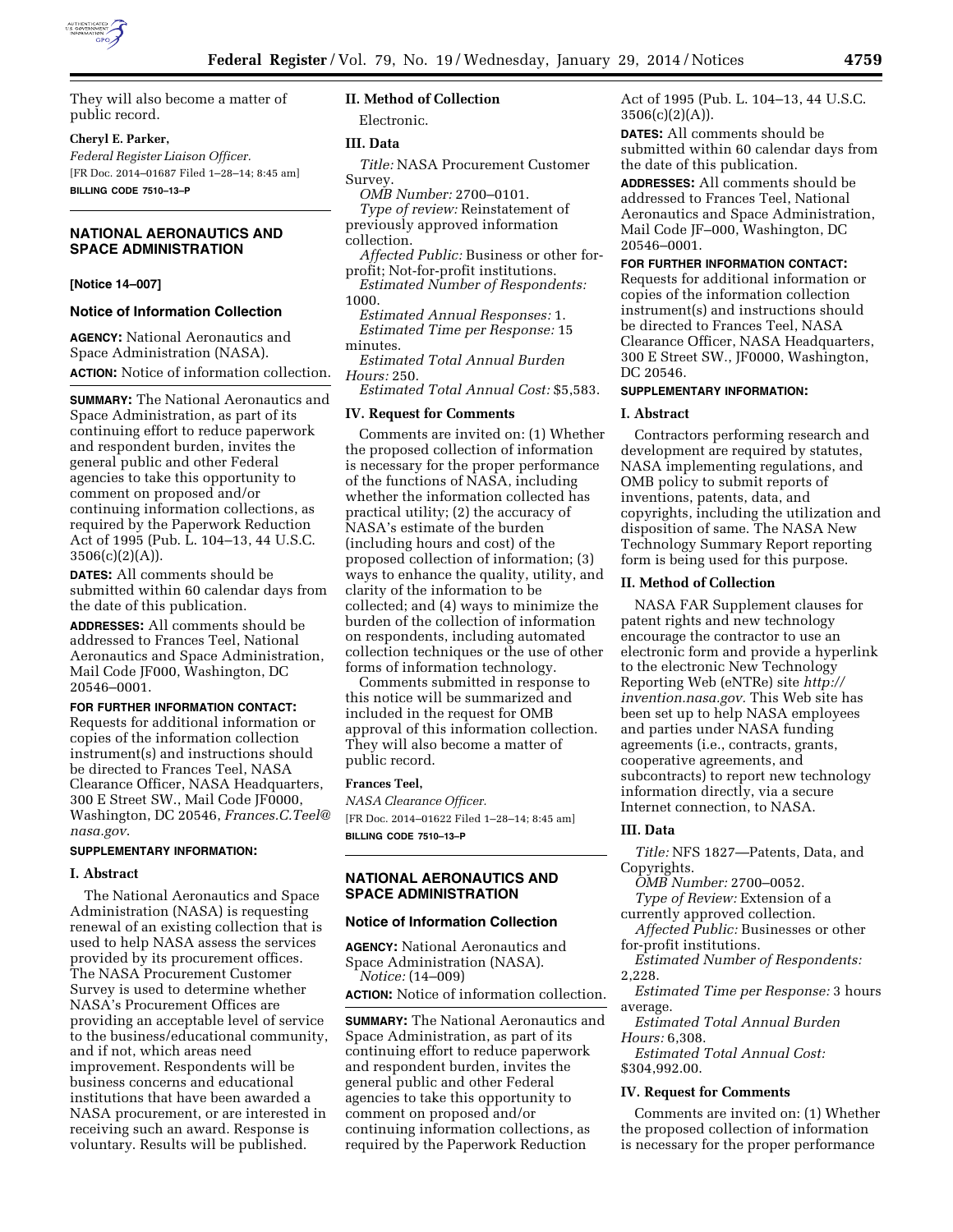They will also become a matter of public record.

**Cheryl E. Parker,**

*Federal Register Liaison Officer.*

[FR Doc. 2014–01687 Filed 1–28–14; 8:45 am]

**BILLING CODE 7510–13–P**

## NATIONAL AERONAUTICS AND SPACE ADMINISTRATION

**[Notice 14–007]**

### Notice of Information Collection

**AGENCY:** National Aeronautics and Space Administration (NASA).

**ACTION:** Notice of information collection.

**SUMMARY:** The National Aeronautics and Space Administration, as part of its continuing effort to reduce paperwork and respondent burden, invites the general public and other Federal agencies to take this opportunity to comment on proposed and/or continuing information collections, as required by the Paperwork Reduction Act of 1995 (Pub. L. 104–13, 44 U.S.C. 3506(c)(2)(A)).

**DATES:** All comments should be submitted within 60 calendar days from the date of this publication.

**ADDRESSES:** All comments should be addressed to Frances Teel, National Aeronautics and Space Administration, Mail Code JF000, Washington, DC 20546–0001.

**FOR FURTHER INFORMATION CONTACT:** Requests for additional information or copies of the information collection instrument(s) and instructions should be directed to Frances Teel, NASA Clearance Officer, NASA Headquarters, 300 E Street SW., Mail Code JF0000, Washington, DC 20546, *Frances.C.Teel@nasa.gov.*

**SUPPLEMENTARY INFORMATION:**

#### I. Abstract

The National Aeronautics and Space Administration (NASA) is requesting renewal of an existing collection that is used to help NASA assess the services provided by its procurement offices. The NASA Procurement Customer Survey is used to determine whether NASA's Procurement Offices are providing an acceptable level of service to the business/educational community, and if not, which areas need improvement. Respondents will be business concerns and educational institutions that have been awarded a NASA procurement, or are interested in receiving such an award. Response is voluntary. Results will be published.

#### II. Method of Collection

Electronic.

#### III. Data

*Title:* NASA Procurement Customer Survey.

*OMB Number:* 2700–0101.

*Type of review:* Reinstatement of previously approved information collection.

*Affected Public:* Business or other for-profit; Not-for-profit institutions.

*Estimated Number of Respondents:* 1000.

*Estimated Annual Responses:* 1.

*Estimated Time per Response:* 15 minutes.

*Estimated Total Annual Burden Hours:* 250.

*Estimated Total Annual Cost:* $5,583.

#### IV. Request for Comments

Comments are invited on: (1) Whether the proposed collection of information is necessary for the proper performance of the functions of NASA, including whether the information collected has practical utility; (2) the accuracy of NASA's estimate of the burden (including hours and cost) of the proposed collection of information; (3) ways to enhance the quality, utility, and clarity of the information to be collected; and (4) ways to minimize the burden of the collection of information on respondents, including automated collection techniques or the use of other forms of information technology.

Comments submitted in response to this notice will be summarized and included in the request for OMB approval of this information collection. They will also become a matter of public record.

**Frances Teel,**

*NASA Clearance Officer.*

[FR Doc. 2014–01622 Filed 1–28–14; 8:45 am]

**BILLING CODE 7510–13–P**

## NATIONAL AERONAUTICS AND SPACE ADMINISTRATION

### Notice of Information Collection

**AGENCY:** National Aeronautics and Space Administration (NASA).

*Notice:* (14–009)

**ACTION:** Notice of information collection.

**SUMMARY:** The National Aeronautics and Space Administration, as part of its continuing effort to reduce paperwork and respondent burden, invites the general public and other Federal agencies to take this opportunity to comment on proposed and/or continuing information collections, as required by the Paperwork Reduction Act of 1995 (Pub. L. 104–13, 44 U.S.C. 3506(c)(2)(A)).

**DATES:** All comments should be submitted within 60 calendar days from the date of this publication.

**ADDRESSES:** All comments should be addressed to Frances Teel, National Aeronautics and Space Administration, Mail Code JF–000, Washington, DC 20546–0001.

**FOR FURTHER INFORMATION CONTACT:** Requests for additional information or copies of the information collection instrument(s) and instructions should be directed to Frances Teel, NASA Clearance Officer, NASA Headquarters, 300 E Street SW., JF0000, Washington, DC 20546.

**SUPPLEMENTARY INFORMATION:**

#### I. Abstract

Contractors performing research and development are required by statutes, NASA implementing regulations, and OMB policy to submit reports of inventions, patents, data, and copyrights, including the utilization and disposition of same. The NASA New Technology Summary Report reporting form is being used for this purpose.

#### II. Method of Collection

NASA FAR Supplement clauses for patent rights and new technology encourage the contractor to use an electronic form and provide a hyperlink to the electronic New Technology Reporting Web (eNTRe) site *http://invention.nasa.gov.* This Web site has been set up to help NASA employees and parties under NASA funding agreements (i.e., contracts, grants, cooperative agreements, and subcontracts) to report new technology information directly, via a secure Internet connection, to NASA.

#### III. Data

*Title:* NFS 1827—Patents, Data, and Copyrights.

*OMB Number:* 2700–0052.

*Type of Review:* Extension of a currently approved collection.

*Affected Public:* Businesses or other for-profit institutions.

*Estimated Number of Respondents:* 2,228.

*Estimated Time per Response:* 3 hours average.

*Estimated Total Annual Burden Hours:* 6,308.

*Estimated Total Annual Cost:* $304,992.00.

#### IV. Request for Comments

Comments are invited on: (1) Whether the proposed collection of information is necessary for the proper performance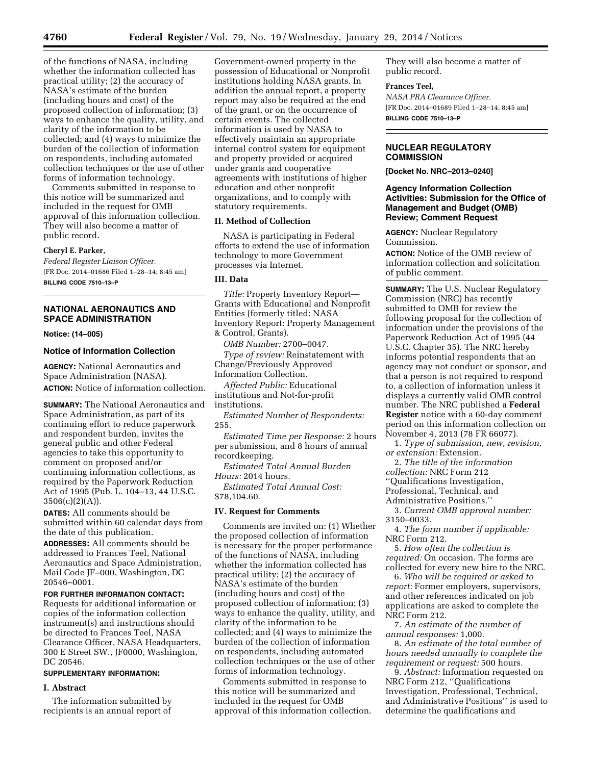of the functions of NASA, including whether the information collected has practical utility; (2) the accuracy of NASA's estimate of the burden (including hours and cost) of the proposed collection of information; (3) ways to enhance the quality, utility, and clarity of the information to be collected; and (4) ways to minimize the burden of the collection of information on respondents, including automated collection techniques or the use of other forms of information technology.

Comments submitted in response to this notice will be summarized and included in the request for OMB approval of this information collection. They will also become a matter of public record.

**Cheryl E. Parker,**

*Federal Register Liaison Officer.*

[FR Doc. 2014–01686 Filed 1–28–14; 8:45 am]

**BILLING CODE 7510–13–P**

## NATIONAL AERONAUTICS AND SPACE ADMINISTRATION

**Notice: (14–005)**

### Notice of Information Collection

**AGENCY:** National Aeronautics and Space Administration (NASA).

**ACTION:** Notice of information collection.

**SUMMARY:** The National Aeronautics and Space Administration, as part of its continuing effort to reduce paperwork and respondent burden, invites the general public and other Federal agencies to take this opportunity to comment on proposed and/or continuing information collections, as required by the Paperwork Reduction Act of 1995 (Pub. L. 104–13, 44 U.S.C. 3506(c)(2)(A)).

**DATES:** All comments should be submitted within 60 calendar days from the date of this publication.

**ADDRESSES:** All comments should be addressed to Frances Teel, National Aeronautics and Space Administration, Mail Code JF–000, Washington, DC 20546–0001.

**FOR FURTHER INFORMATION CONTACT:** Requests for additional information or copies of the information collection instrument(s) and instructions should be directed to Frances Teel, NASA Clearance Officer, NASA Headquarters, 300 E Street SW., JF0000, Washington, DC 20546.

**SUPPLEMENTARY INFORMATION:**

**I. Abstract**

The information submitted by recipients is an annual report of Government-owned property in the possession of Educational or Nonprofit institutions holding NASA grants. In addition the annual report, a property report may also be required at the end of the grant, or on the occurrence of certain events. The collected information is used by NASA to effectively maintain an appropriate internal control system for equipment and property provided or acquired under grants and cooperative agreements with institutions of higher education and other nonprofit organizations, and to comply with statutory requirements.

**II. Method of Collection**

NASA is participating in Federal efforts to extend the use of information technology to more Government processes via Internet.

**III. Data**

*Title:* Property Inventory Report—Grants with Educational and Nonprofit Entities (formerly titled: NASA Inventory Report: Property Management & Control, Grants).

*OMB Number:* 2700–0047.

*Type of review:* Reinstatement with Change/Previously Approved Information Collection.

*Affected Public:* Educational institutions and Not-for-profit institutions.

*Estimated Number of Respondents:* 255.

*Estimated Time per Response:* 2 hours per submission, and 8 hours of annual recordkeeping.

*Estimated Total Annual Burden Hours:* 2014 hours.

*Estimated Total Annual Cost:* $78,104.60.

**IV. Request for Comments**

Comments are invited on: (1) Whether the proposed collection of information is necessary for the proper performance of the functions of NASA, including whether the information collected has practical utility; (2) the accuracy of NASA's estimate of the burden (including hours and cost) of the proposed collection of information; (3) ways to enhance the quality, utility, and clarity of the information to be collected; and (4) ways to minimize the burden of the collection of information on respondents, including automated collection techniques or the use of other forms of information technology.

Comments submitted in response to this notice will be summarized and included in the request for OMB approval of this information collection. They will also become a matter of public record.

**Frances Teel,**

*NASA PRA Clearance Officer.*

[FR Doc. 2014–01689 Filed 1–28–14; 8:45 am]

**BILLING CODE 7510–13–P**

## NUCLEAR REGULATORY COMMISSION

**[Docket No. NRC–2013–0240]**

### Agency Information Collection Activities: Submission for the Office of Management and Budget (OMB) Review; Comment Request

**AGENCY:** Nuclear Regulatory Commission.

**ACTION:** Notice of the OMB review of information collection and solicitation of public comment.

**SUMMARY:** The U.S. Nuclear Regulatory Commission (NRC) has recently submitted to OMB for review the following proposal for the collection of information under the provisions of the Paperwork Reduction Act of 1995 (44 U.S.C. Chapter 35). The NRC hereby informs potential respondents that an agency may not conduct or sponsor, and that a person is not required to respond to, a collection of information unless it displays a currently valid OMB control number. The NRC published a **Federal Register** notice with a 60-day comment period on this information collection on November 4, 2013 (78 FR 66077).

1. *Type of submission, new, revision, or extension:* Extension.

2. *The title of the information collection:* NRC Form 212 ''Qualifications Investigation, Professional, Technical, and Administrative Positions.''

3. *Current OMB approval number:* 3150–0033.

4. *The form number if applicable:* NRC Form 212.

5. *How often the collection is required:* On occasion. The forms are collected for every new hire to the NRC.

6. *Who will be required or asked to report:* Former employers, supervisors, and other references indicated on job applications are asked to complete the NRC Form 212.

7. *An estimate of the number of annual responses:* 1,000.

8. *An estimate of the total number of hours needed annually to complete the requirement or request:* 500 hours.

9. *Abstract:* Information requested on NRC Form 212, ''Qualifications Investigation, Professional, Technical, and Administrative Positions'' is used to determine the qualifications and